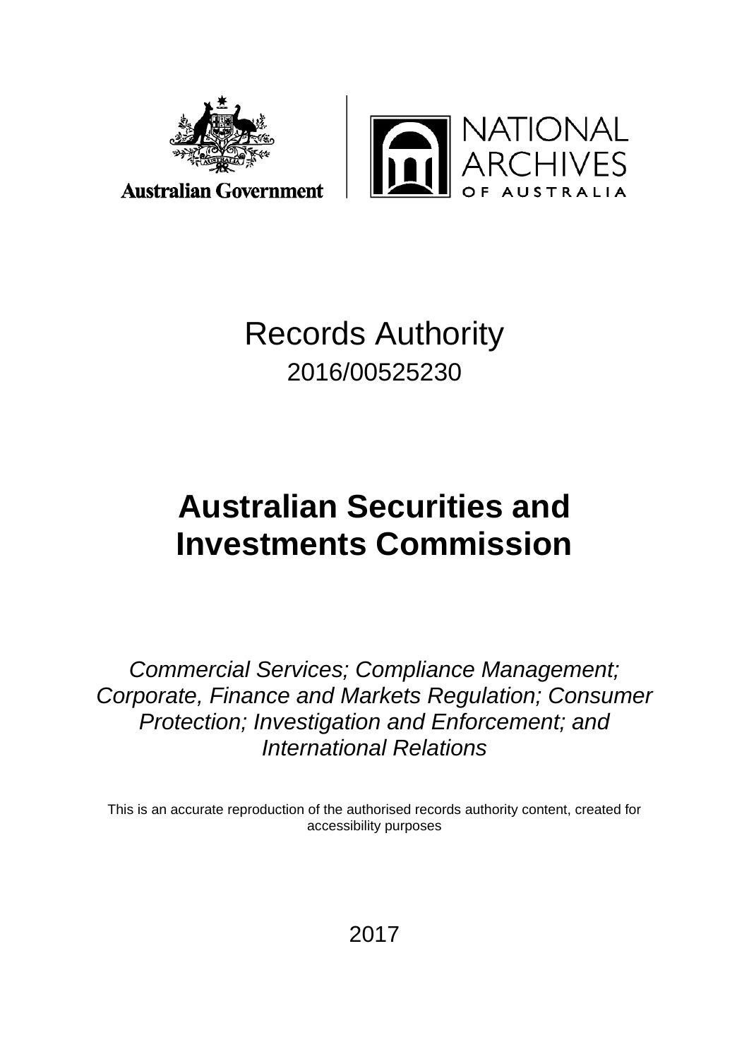Australian Government

NATIONAL ARCHIVES OF AUSTRALIA

# Records Authority

2016/00525230

# Australian Securities and Investments Commission

*Commercial Services; Compliance Management; Corporate, Finance and Markets Regulation; Consumer Protection; Investigation and Enforcement; and International Relations*

This is an accurate reproduction of the authorised records authority content, created for accessibility purposes

2017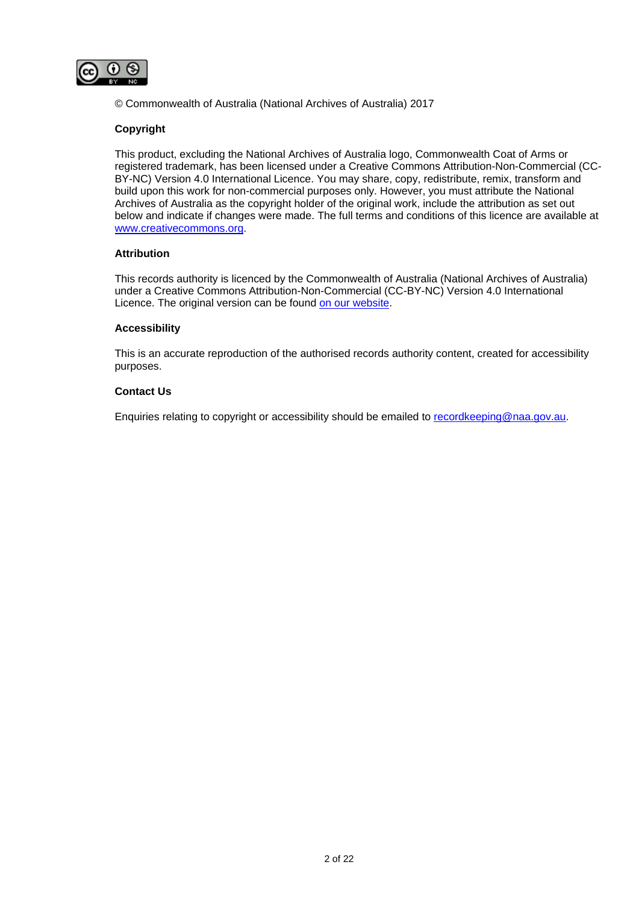© Commonwealth of Australia (National Archives of Australia) 2017

**Copyright**

This product, excluding the National Archives of Australia logo, Commonwealth Coat of Arms or registered trademark, has been licensed under a Creative Commons Attribution-Non-Commercial (CC-BY-NC) Version 4.0 International Licence. You may share, copy, redistribute, remix, transform and build upon this work for non-commercial purposes only. However, you must attribute the National Archives of Australia as the copyright holder of the original work, include the attribution as set out below and indicate if changes were made. The full terms and conditions of this licence are available at www.creativecommons.org.

**Attribution**

This records authority is licenced by the Commonwealth of Australia (National Archives of Australia) under a Creative Commons Attribution-Non-Commercial (CC-BY-NC) Version 4.0 International Licence. The original version can be found on our website.

**Accessibility**

This is an accurate reproduction of the authorised records authority content, created for accessibility purposes.

**Contact Us**

Enquiries relating to copyright or accessibility should be emailed to recordkeeping@naa.gov.au.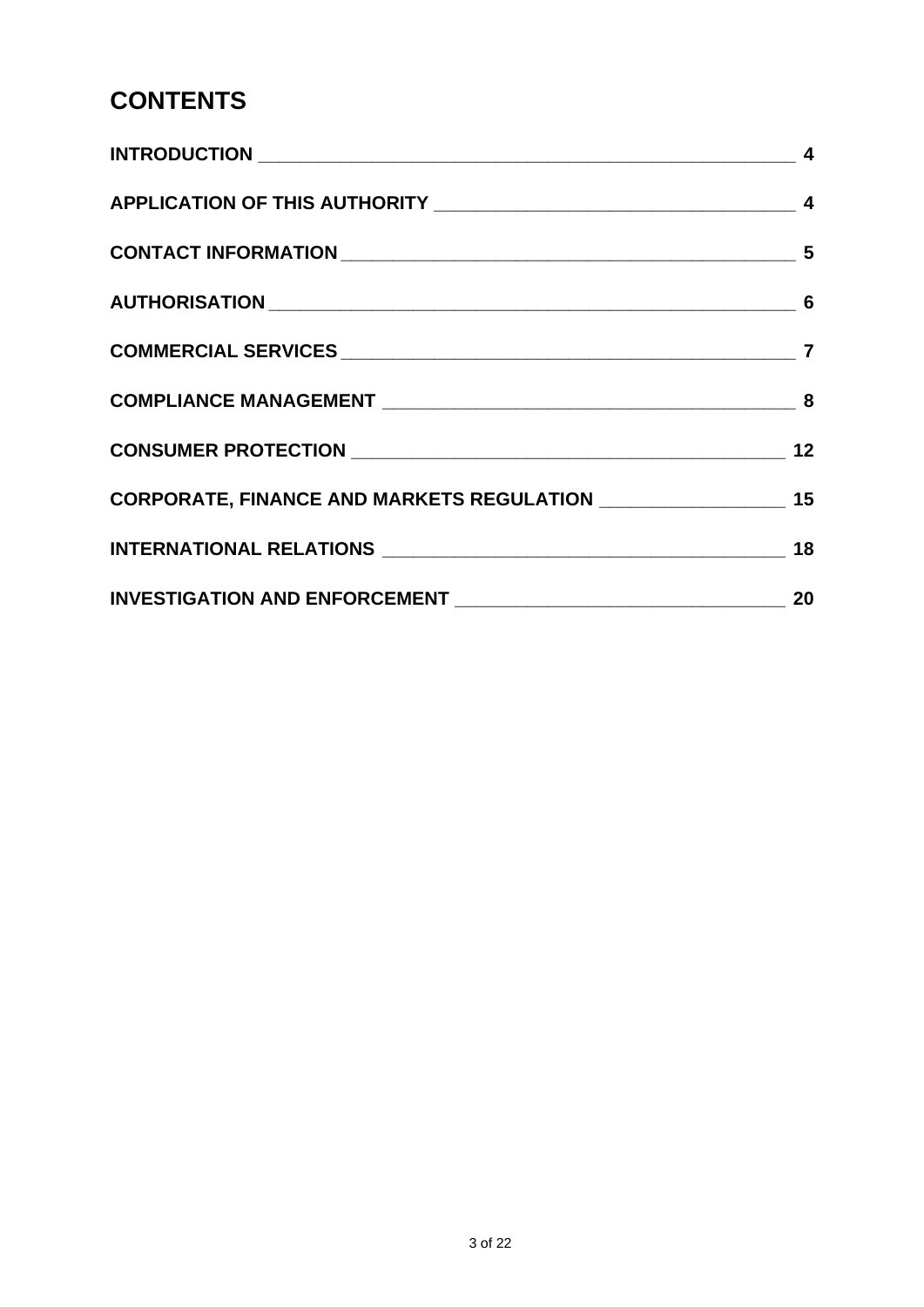# CONTENTS

| | |
|---|---|
| **INTRODUCTION** | **4** |
| **APPLICATION OF THIS AUTHORITY** | **4** |
| **CONTACT INFORMATION** | **5** |
| **AUTHORISATION** | **6** |
| **COMMERCIAL SERVICES** | **7** |
| **COMPLIANCE MANAGEMENT** | **8** |
| **CONSUMER PROTECTION** | **12** |
| **CORPORATE, FINANCE AND MARKETS REGULATION** | **15** |
| **INTERNATIONAL RELATIONS** | **18** |
| **INVESTIGATION AND ENFORCEMENT** | **20** |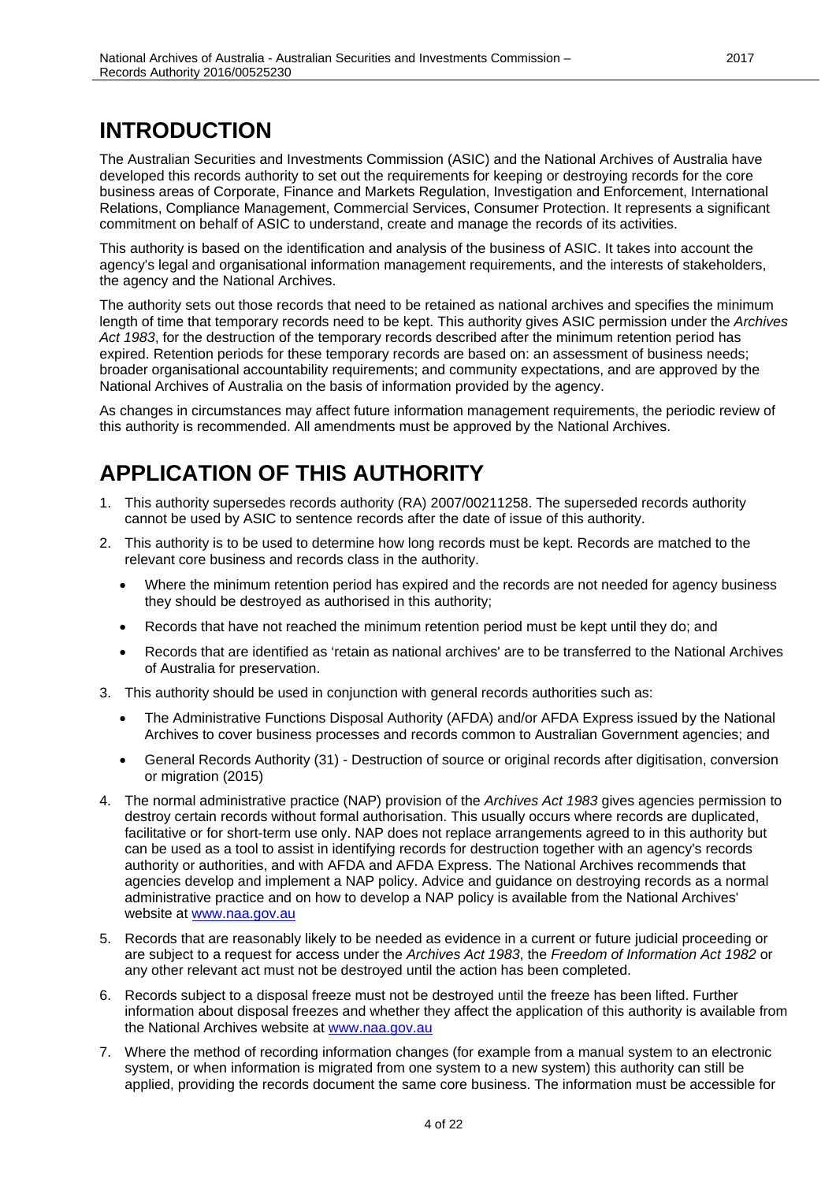# INTRODUCTION

The Australian Securities and Investments Commission (ASIC) and the National Archives of Australia have developed this records authority to set out the requirements for keeping or destroying records for the core business areas of Corporate, Finance and Markets Regulation, Investigation and Enforcement, International Relations, Compliance Management, Commercial Services, Consumer Protection. It represents a significant commitment on behalf of ASIC to understand, create and manage the records of its activities.

This authority is based on the identification and analysis of the business of ASIC. It takes into account the agency's legal and organisational information management requirements, and the interests of stakeholders, the agency and the National Archives.

The authority sets out those records that need to be retained as national archives and specifies the minimum length of time that temporary records need to be kept. This authority gives ASIC permission under the *Archives Act 1983*, for the destruction of the temporary records described after the minimum retention period has expired. Retention periods for these temporary records are based on: an assessment of business needs; broader organisational accountability requirements; and community expectations, and are approved by the National Archives of Australia on the basis of information provided by the agency.

As changes in circumstances may affect future information management requirements, the periodic review of this authority is recommended. All amendments must be approved by the National Archives.

# APPLICATION OF THIS AUTHORITY

1. This authority supersedes records authority (RA) 2007/00211258. The superseded records authority cannot be used by ASIC to sentence records after the date of issue of this authority.
2. This authority is to be used to determine how long records must be kept. Records are matched to the relevant core business and records class in the authority.
   - Where the minimum retention period has expired and the records are not needed for agency business they should be destroyed as authorised in this authority;
   - Records that have not reached the minimum retention period must be kept until they do; and
   - Records that are identified as 'retain as national archives' are to be transferred to the National Archives of Australia for preservation.
3. This authority should be used in conjunction with general records authorities such as:
   - The Administrative Functions Disposal Authority (AFDA) and/or AFDA Express issued by the National Archives to cover business processes and records common to Australian Government agencies; and
   - General Records Authority (31) - Destruction of source or original records after digitisation, conversion or migration (2015)
4. The normal administrative practice (NAP) provision of the *Archives Act 1983* gives agencies permission to destroy certain records without formal authorisation. This usually occurs where records are duplicated, facilitative or for short-term use only. NAP does not replace arrangements agreed to in this authority but can be used as a tool to assist in identifying records for destruction together with an agency's records authority or authorities, and with AFDA and AFDA Express. The National Archives recommends that agencies develop and implement a NAP policy. Advice and guidance on destroying records as a normal administrative practice and on how to develop a NAP policy is available from the National Archives' website at www.naa.gov.au
5. Records that are reasonably likely to be needed as evidence in a current or future judicial proceeding or are subject to a request for access under the *Archives Act 1983*, the *Freedom of Information Act 1982* or any other relevant act must not be destroyed until the action has been completed.
6. Records subject to a disposal freeze must not be destroyed until the freeze has been lifted. Further information about disposal freezes and whether they affect the application of this authority is available from the National Archives website at www.naa.gov.au
7. Where the method of recording information changes (for example from a manual system to an electronic system, or when information is migrated from one system to a new system) this authority can still be applied, providing the records document the same core business. The information must be accessible for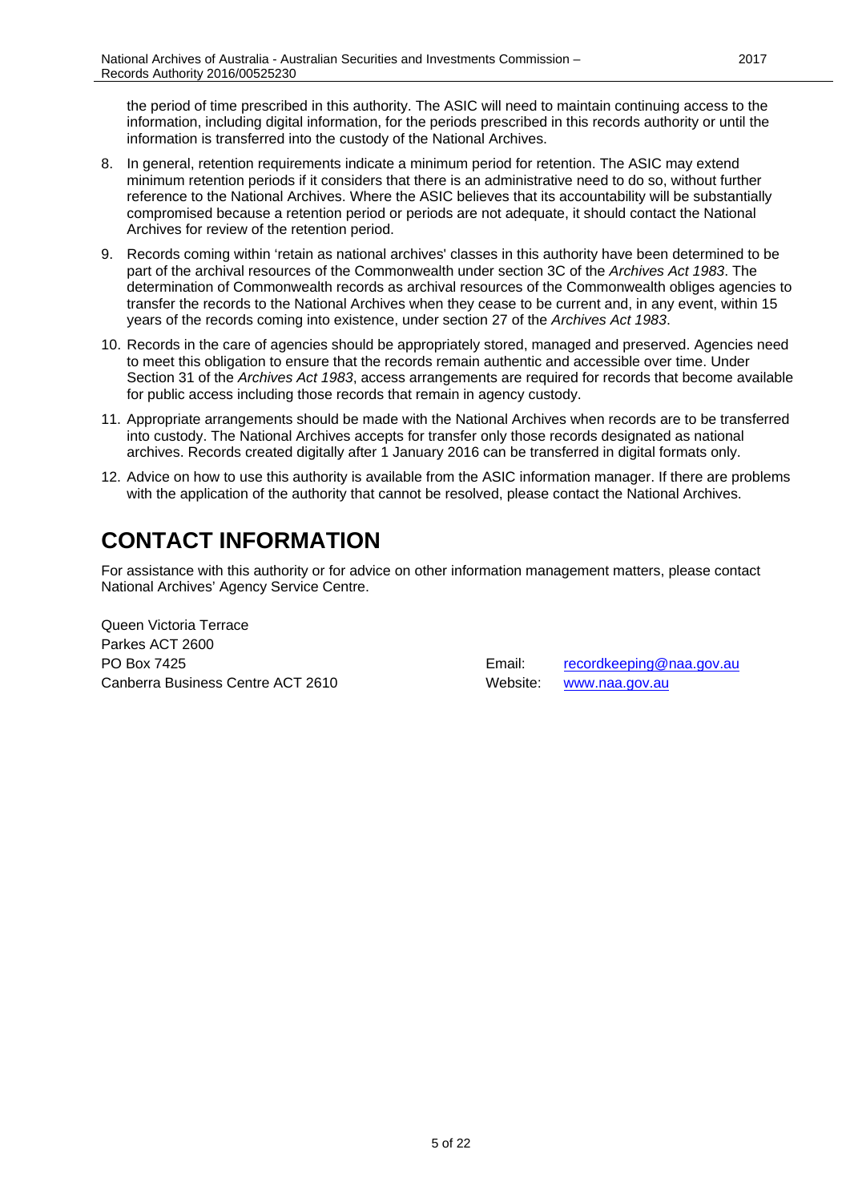the period of time prescribed in this authority. The ASIC will need to maintain continuing access to the information, including digital information, for the periods prescribed in this records authority or until the information is transferred into the custody of the National Archives.

8. In general, retention requirements indicate a minimum period for retention. The ASIC may extend minimum retention periods if it considers that there is an administrative need to do so, without further reference to the National Archives. Where the ASIC believes that its accountability will be substantially compromised because a retention period or periods are not adequate, it should contact the National Archives for review of the retention period.
9. Records coming within 'retain as national archives' classes in this authority have been determined to be part of the archival resources of the Commonwealth under section 3C of the *Archives Act 1983*. The determination of Commonwealth records as archival resources of the Commonwealth obliges agencies to transfer the records to the National Archives when they cease to be current and, in any event, within 15 years of the records coming into existence, under section 27 of the *Archives Act 1983*.
10. Records in the care of agencies should be appropriately stored, managed and preserved. Agencies need to meet this obligation to ensure that the records remain authentic and accessible over time. Under Section 31 of the *Archives Act 1983*, access arrangements are required for records that become available for public access including those records that remain in agency custody.
11. Appropriate arrangements should be made with the National Archives when records are to be transferred into custody. The National Archives accepts for transfer only those records designated as national archives. Records created digitally after 1 January 2016 can be transferred in digital formats only.
12. Advice on how to use this authority is available from the ASIC information manager. If there are problems with the application of the authority that cannot be resolved, please contact the National Archives.

# CONTACT INFORMATION

For assistance with this authority or for advice on other information management matters, please contact National Archives' Agency Service Centre.

Queen Victoria Terrace
Parkes ACT 2600
PO Box 7425
Canberra Business Centre ACT 2610

Email: recordkeeping@naa.gov.au
Website: www.naa.gov.au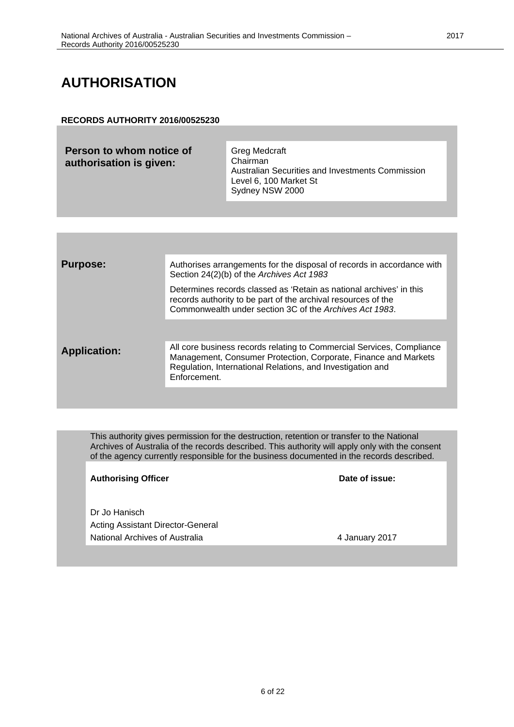# AUTHORISATION

**RECORDS AUTHORITY 2016/00525230**

| **Person to whom notice of authorisation is given:** | Greg Medcraft<br>Chairman<br>Australian Securities and Investments Commission<br>Level 6, 100 Market St<br>Sydney NSW 2000 |
|---|---|

| | |
|---|---|
| **Purpose:** | Authorises arrangements for the disposal of records in accordance with Section 24(2)(b) of the *Archives Act 1983*<br><br>Determines records classed as 'Retain as national archives' in this records authority to be part of the archival resources of the Commonwealth under section 3C of the *Archives Act 1983*. |
| **Application:** | All core business records relating to Commercial Services, Compliance Management, Consumer Protection, Corporate, Finance and Markets Regulation, International Relations, and Investigation and Enforcement. |

This authority gives permission for the destruction, retention or transfer to the National Archives of Australia of the records described. This authority will apply only with the consent of the agency currently responsible for the business documented in the records described.

| **Authorising Officer** | **Date of issue:** |
|---|---|
| Dr Jo Hanisch<br>Acting Assistant Director-General<br>National Archives of Australia | 4 January 2017 |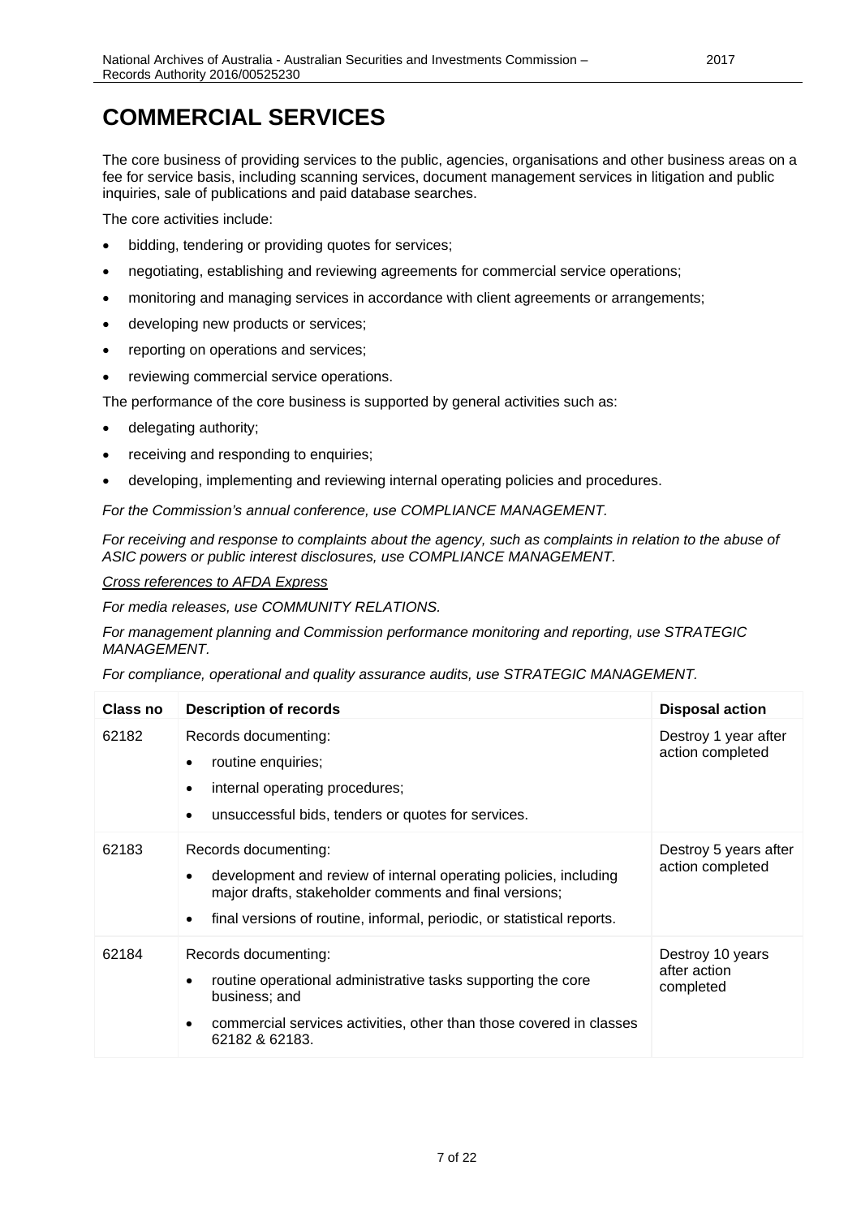# COMMERCIAL SERVICES

The core business of providing services to the public, agencies, organisations and other business areas on a fee for service basis, including scanning services, document management services in litigation and public inquiries, sale of publications and paid database searches.

The core activities include:

- bidding, tendering or providing quotes for services;
- negotiating, establishing and reviewing agreements for commercial service operations;
- monitoring and managing services in accordance with client agreements or arrangements;
- developing new products or services;
- reporting on operations and services;
- reviewing commercial service operations.

The performance of the core business is supported by general activities such as:

- delegating authority;
- receiving and responding to enquiries;
- developing, implementing and reviewing internal operating policies and procedures.

*For the Commission's annual conference, use COMPLIANCE MANAGEMENT.*

*For receiving and response to complaints about the agency, such as complaints in relation to the abuse of ASIC powers or public interest disclosures, use COMPLIANCE MANAGEMENT.*

*Cross references to AFDA Express*

*For media releases, use COMMUNITY RELATIONS.*

*For management planning and Commission performance monitoring and reporting, use STRATEGIC MANAGEMENT.*

*For compliance, operational and quality assurance audits, use STRATEGIC MANAGEMENT.*

| Class no | Description of records | Disposal action |
|---|---|---|
| 62182 | Records documenting:<br>• routine enquiries;<br>• internal operating procedures;<br>• unsuccessful bids, tenders or quotes for services. | Destroy 1 year after action completed |
| 62183 | Records documenting:<br>• development and review of internal operating policies, including major drafts, stakeholder comments and final versions;<br>• final versions of routine, informal, periodic, or statistical reports. | Destroy 5 years after action completed |
| 62184 | Records documenting:<br>• routine operational administrative tasks supporting the core business; and<br>• commercial services activities, other than those covered in classes 62182 & 62183. | Destroy 10 years after action completed |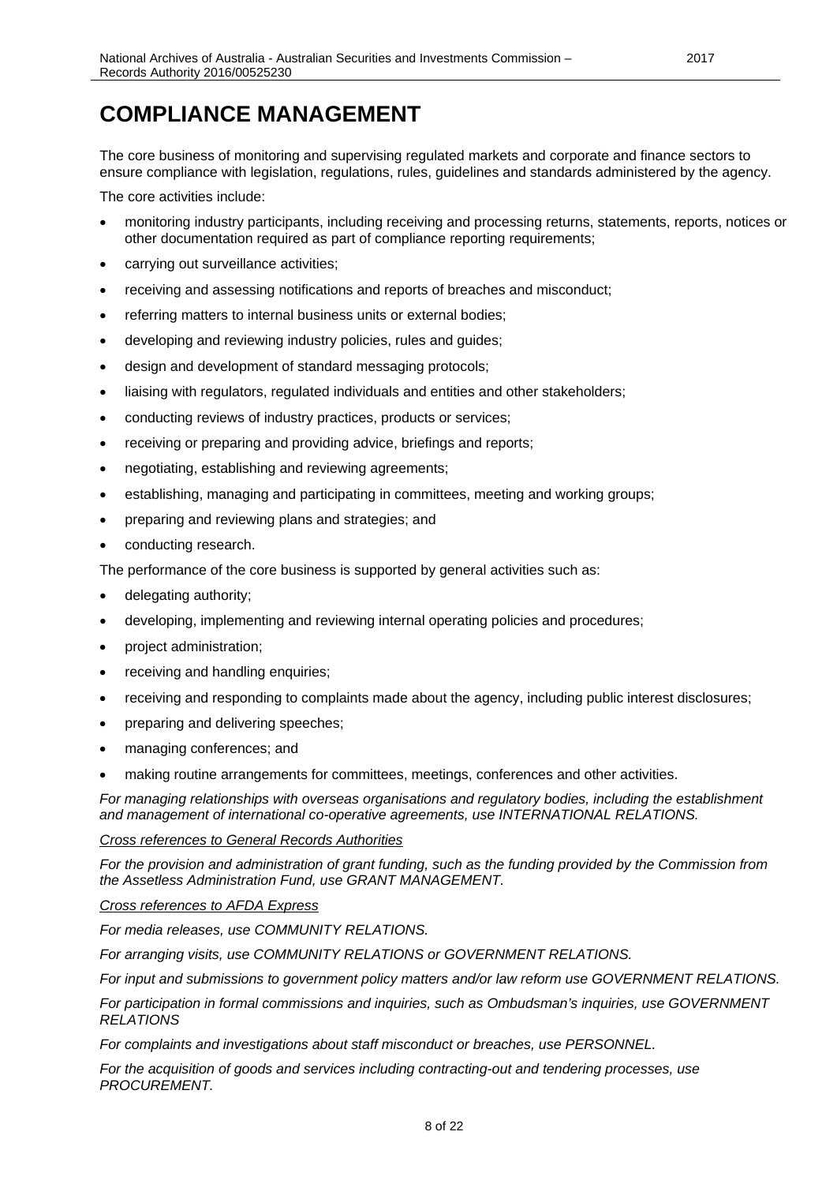# COMPLIANCE MANAGEMENT

The core business of monitoring and supervising regulated markets and corporate and finance sectors to ensure compliance with legislation, regulations, rules, guidelines and standards administered by the agency.

The core activities include:

- monitoring industry participants, including receiving and processing returns, statements, reports, notices or other documentation required as part of compliance reporting requirements;
- carrying out surveillance activities;
- receiving and assessing notifications and reports of breaches and misconduct;
- referring matters to internal business units or external bodies;
- developing and reviewing industry policies, rules and guides;
- design and development of standard messaging protocols;
- liaising with regulators, regulated individuals and entities and other stakeholders;
- conducting reviews of industry practices, products or services;
- receiving or preparing and providing advice, briefings and reports;
- negotiating, establishing and reviewing agreements;
- establishing, managing and participating in committees, meeting and working groups;
- preparing and reviewing plans and strategies; and
- conducting research.

The performance of the core business is supported by general activities such as:

- delegating authority;
- developing, implementing and reviewing internal operating policies and procedures;
- project administration;
- receiving and handling enquiries;
- receiving and responding to complaints made about the agency, including public interest disclosures;
- preparing and delivering speeches;
- managing conferences; and
- making routine arrangements for committees, meetings, conferences and other activities.

*For managing relationships with overseas organisations and regulatory bodies, including the establishment and management of international co-operative agreements, use INTERNATIONAL RELATIONS.*

*Cross references to General Records Authorities*

*For the provision and administration of grant funding, such as the funding provided by the Commission from the Assetless Administration Fund, use GRANT MANAGEMENT.*

*Cross references to AFDA Express*

*For media releases, use COMMUNITY RELATIONS.*

*For arranging visits, use COMMUNITY RELATIONS or GOVERNMENT RELATIONS.*

*For input and submissions to government policy matters and/or law reform use GOVERNMENT RELATIONS.*

*For participation in formal commissions and inquiries, such as Ombudsman's inquiries, use GOVERNMENT RELATIONS*

*For complaints and investigations about staff misconduct or breaches, use PERSONNEL.*

*For the acquisition of goods and services including contracting-out and tendering processes, use PROCUREMENT.*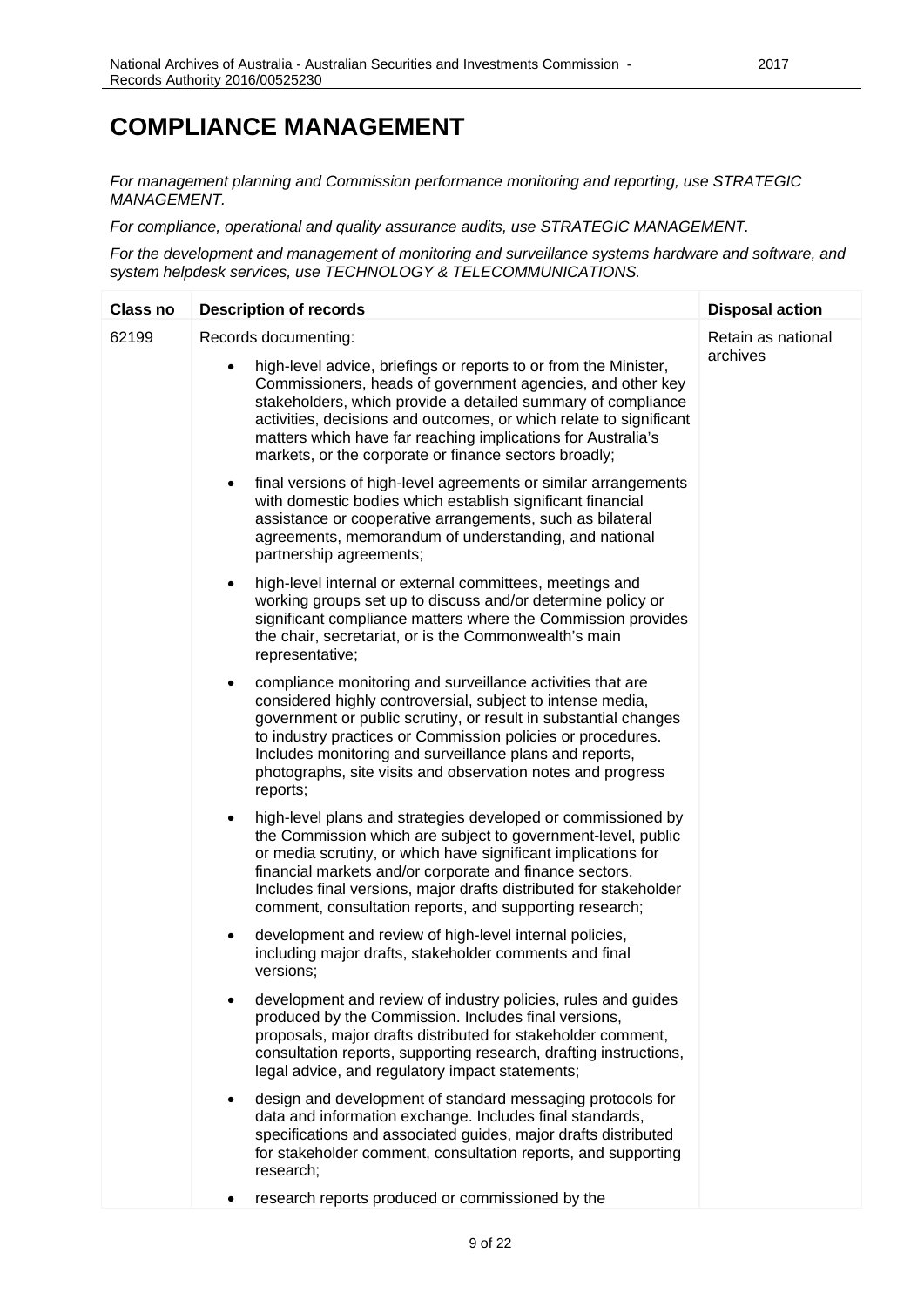# COMPLIANCE MANAGEMENT

*For management planning and Commission performance monitoring and reporting, use STRATEGIC MANAGEMENT.*

*For compliance, operational and quality assurance audits, use STRATEGIC MANAGEMENT.*

*For the development and management of monitoring and surveillance systems hardware and software, and system helpdesk services, use TECHNOLOGY & TELECOMMUNICATIONS.*

| Class no | Description of records | Disposal action |
|---|---|---|
| 62199 | Records documenting:<br><br>• high-level advice, briefings or reports to or from the Minister, Commissioners, heads of government agencies, and other key stakeholders, which provide a detailed summary of compliance activities, decisions and outcomes, or which relate to significant matters which have far reaching implications for Australia's markets, or the corporate or finance sectors broadly;<br><br>• final versions of high-level agreements or similar arrangements with domestic bodies which establish significant financial assistance or cooperative arrangements, such as bilateral agreements, memorandum of understanding, and national partnership agreements;<br><br>• high-level internal or external committees, meetings and working groups set up to discuss and/or determine policy or significant compliance matters where the Commission provides the chair, secretariat, or is the Commonwealth's main representative;<br><br>• compliance monitoring and surveillance activities that are considered highly controversial, subject to intense media, government or public scrutiny, or result in substantial changes to industry practices or Commission policies or procedures. Includes monitoring and surveillance plans and reports, photographs, site visits and observation notes and progress reports;<br><br>• high-level plans and strategies developed or commissioned by the Commission which are subject to government-level, public or media scrutiny, or which have significant implications for financial markets and/or corporate and finance sectors. Includes final versions, major drafts distributed for stakeholder comment, consultation reports, and supporting research;<br><br>• development and review of high-level internal policies, including major drafts, stakeholder comments and final versions;<br><br>• development and review of industry policies, rules and guides produced by the Commission. Includes final versions, proposals, major drafts distributed for stakeholder comment, consultation reports, supporting research, drafting instructions, legal advice, and regulatory impact statements;<br><br>• design and development of standard messaging protocols for data and information exchange. Includes final standards, specifications and associated guides, major drafts distributed for stakeholder comment, consultation reports, and supporting research;<br><br>• research reports produced or commissioned by the | Retain as national archives |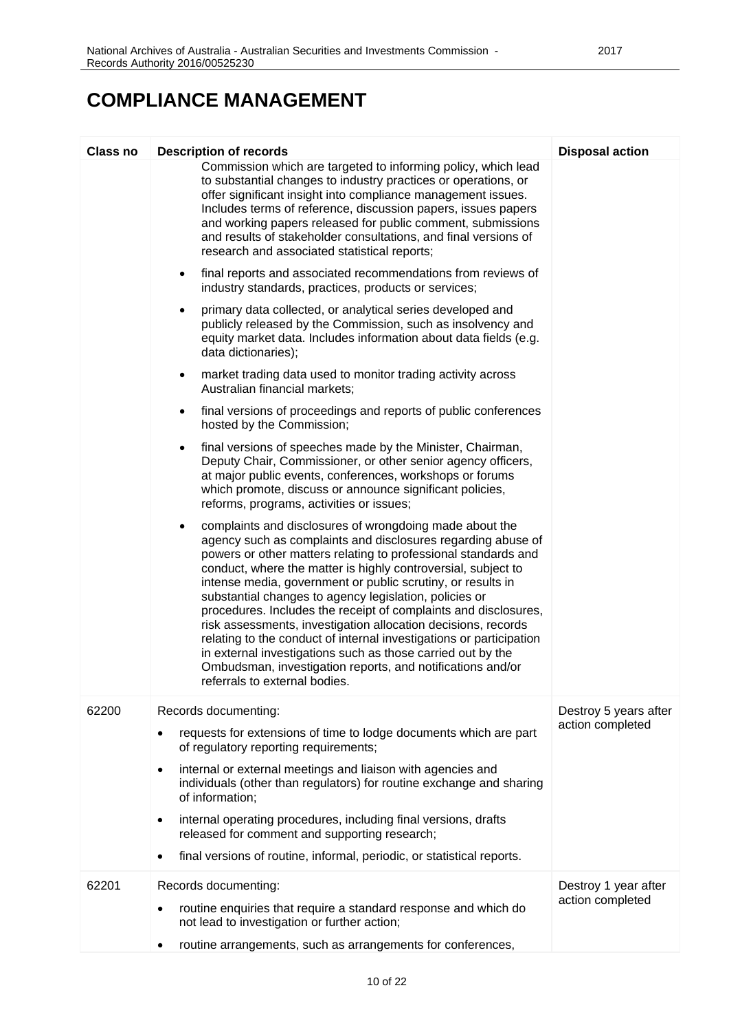# COMPLIANCE MANAGEMENT

| Class no | Description of records | Disposal action |
|---|---|---|
| | Commission which are targeted to informing policy, which lead to substantial changes to industry practices or operations, or offer significant insight into compliance management issues. Includes terms of reference, discussion papers, issues papers and working papers released for public comment, submissions and results of stakeholder consultations, and final versions of research and associated statistical reports;<br>• final reports and associated recommendations from reviews of industry standards, practices, products or services;<br>• primary data collected, or analytical series developed and publicly released by the Commission, such as insolvency and equity market data. Includes information about data fields (e.g. data dictionaries);<br>• market trading data used to monitor trading activity across Australian financial markets;<br>• final versions of proceedings and reports of public conferences hosted by the Commission;<br>• final versions of speeches made by the Minister, Chairman, Deputy Chair, Commissioner, or other senior agency officers, at major public events, conferences, workshops or forums which promote, discuss or announce significant policies, reforms, programs, activities or issues;<br>• complaints and disclosures of wrongdoing made about the agency such as complaints and disclosures regarding abuse of powers or other matters relating to professional standards and conduct, where the matter is highly controversial, subject to intense media, government or public scrutiny, or results in substantial changes to agency legislation, policies or procedures. Includes the receipt of complaints and disclosures, risk assessments, investigation allocation decisions, records relating to the conduct of internal investigations or participation in external investigations such as those carried out by the Ombudsman, investigation reports, and notifications and/or referrals to external bodies. | |
| 62200 | Records documenting:<br>• requests for extensions of time to lodge documents which are part of regulatory reporting requirements;<br>• internal or external meetings and liaison with agencies and individuals (other than regulators) for routine exchange and sharing of information;<br>• internal operating procedures, including final versions, drafts released for comment and supporting research;<br>• final versions of routine, informal, periodic, or statistical reports. | Destroy 5 years after action completed |
| 62201 | Records documenting:<br>• routine enquiries that require a standard response and which do not lead to investigation or further action;<br>• routine arrangements, such as arrangements for conferences, | Destroy 1 year after action completed |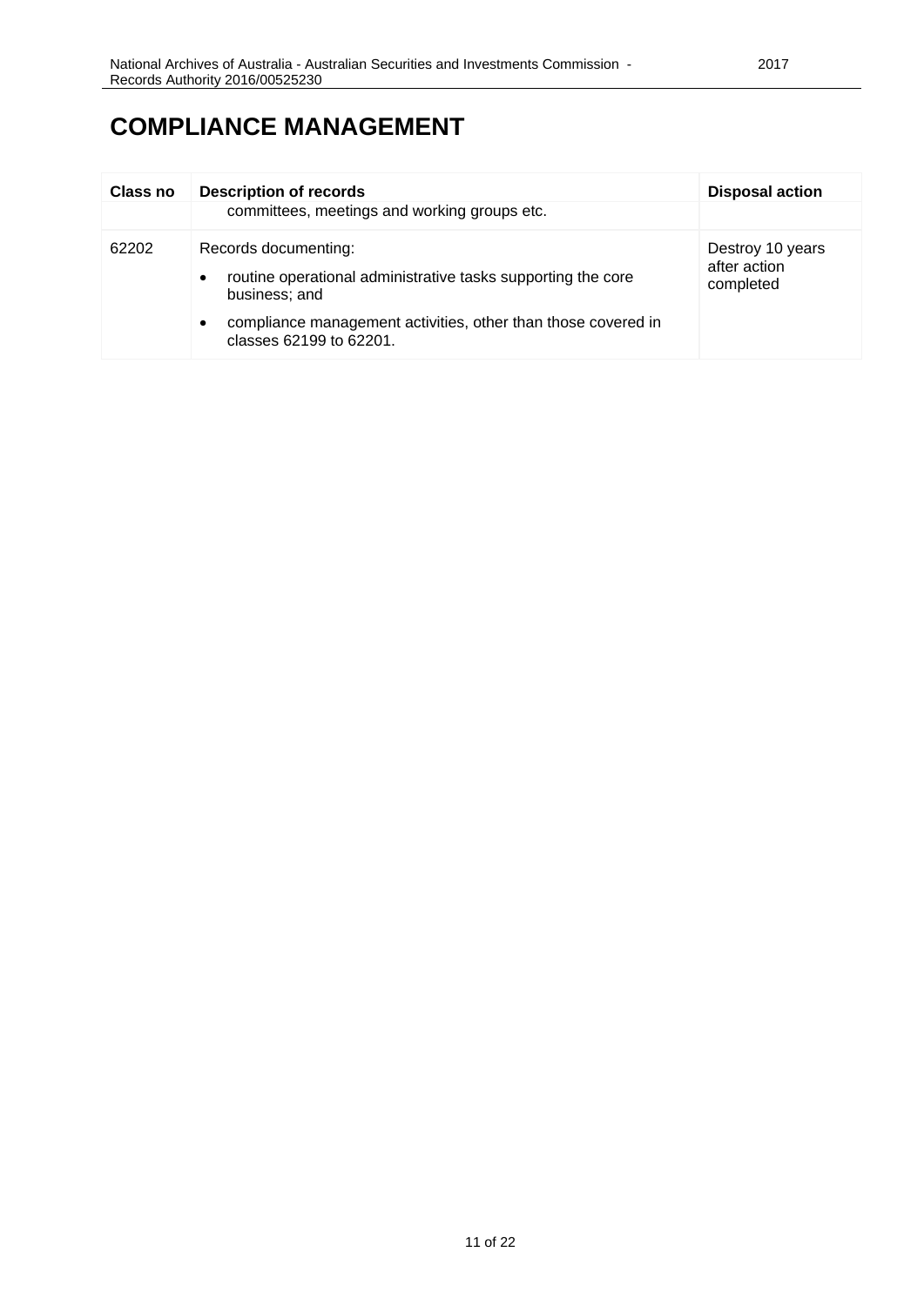# COMPLIANCE MANAGEMENT

| Class no | Description of records | Disposal action |
|---|---|---|
| | committees, meetings and working groups etc. | |
| 62202 | Records documenting:<br>• routine operational administrative tasks supporting the core business; and<br>• compliance management activities, other than those covered in classes 62199 to 62201. | Destroy 10 years after action completed |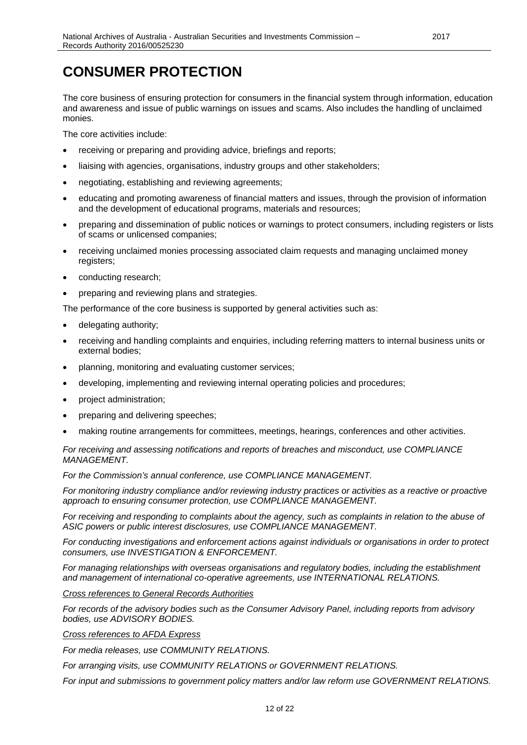# CONSUMER PROTECTION

The core business of ensuring protection for consumers in the financial system through information, education and awareness and issue of public warnings on issues and scams. Also includes the handling of unclaimed monies.

The core activities include:

- receiving or preparing and providing advice, briefings and reports;
- liaising with agencies, organisations, industry groups and other stakeholders;
- negotiating, establishing and reviewing agreements;
- educating and promoting awareness of financial matters and issues, through the provision of information and the development of educational programs, materials and resources;
- preparing and dissemination of public notices or warnings to protect consumers, including registers or lists of scams or unlicensed companies;
- receiving unclaimed monies processing associated claim requests and managing unclaimed money registers;
- conducting research;
- preparing and reviewing plans and strategies.

The performance of the core business is supported by general activities such as:

- delegating authority;
- receiving and handling complaints and enquiries, including referring matters to internal business units or external bodies;
- planning, monitoring and evaluating customer services;
- developing, implementing and reviewing internal operating policies and procedures;
- project administration;
- preparing and delivering speeches;
- making routine arrangements for committees, meetings, hearings, conferences and other activities.

*For receiving and assessing notifications and reports of breaches and misconduct, use COMPLIANCE MANAGEMENT.*

*For the Commission's annual conference, use COMPLIANCE MANAGEMENT.*

*For monitoring industry compliance and/or reviewing industry practices or activities as a reactive or proactive approach to ensuring consumer protection, use COMPLIANCE MANAGEMENT.*

*For receiving and responding to complaints about the agency, such as complaints in relation to the abuse of ASIC powers or public interest disclosures, use COMPLIANCE MANAGEMENT.*

*For conducting investigations and enforcement actions against individuals or organisations in order to protect consumers, use INVESTIGATION & ENFORCEMENT.*

*For managing relationships with overseas organisations and regulatory bodies, including the establishment and management of international co-operative agreements, use INTERNATIONAL RELATIONS.*

*<u>Cross references to General Records Authorities</u>*

*For records of the advisory bodies such as the Consumer Advisory Panel, including reports from advisory bodies, use ADVISORY BODIES.*

*<u>Cross references to AFDA Express</u>*

*For media releases, use COMMUNITY RELATIONS.*

*For arranging visits, use COMMUNITY RELATIONS or GOVERNMENT RELATIONS.*

*For input and submissions to government policy matters and/or law reform use GOVERNMENT RELATIONS.*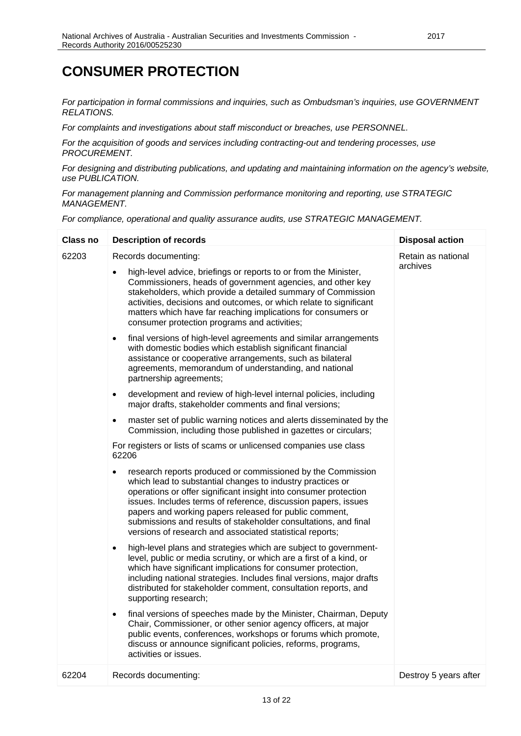# CONSUMER PROTECTION

*For participation in formal commissions and inquiries, such as Ombudsman's inquiries, use GOVERNMENT RELATIONS.*

*For complaints and investigations about staff misconduct or breaches, use PERSONNEL.*

*For the acquisition of goods and services including contracting-out and tendering processes, use PROCUREMENT.*

*For designing and distributing publications, and updating and maintaining information on the agency's website, use PUBLICATION.*

*For management planning and Commission performance monitoring and reporting, use STRATEGIC MANAGEMENT.*

*For compliance, operational and quality assurance audits, use STRATEGIC MANAGEMENT.*

| Class no | Description of records | Disposal action |
|---|---|---|
| 62203 | Records documenting:<br>• high-level advice, briefings or reports to or from the Minister, Commissioners, heads of government agencies, and other key stakeholders, which provide a detailed summary of Commission activities, decisions and outcomes, or which relate to significant matters which have far reaching implications for consumers or consumer protection programs and activities;<br>• final versions of high-level agreements and similar arrangements with domestic bodies which establish significant financial assistance or cooperative arrangements, such as bilateral agreements, memorandum of understanding, and national partnership agreements;<br>• development and review of high-level internal policies, including major drafts, stakeholder comments and final versions;<br>• master set of public warning notices and alerts disseminated by the Commission, including those published in gazettes or circulars;<br>For registers or lists of scams or unlicensed companies use class 62206<br>• research reports produced or commissioned by the Commission which lead to substantial changes to industry practices or operations or offer significant insight into consumer protection issues. Includes terms of reference, discussion papers, issues papers and working papers released for public comment, submissions and results of stakeholder consultations, and final versions of research and associated statistical reports;<br>• high-level plans and strategies which are subject to government-level, public or media scrutiny, or which are a first of a kind, or which have significant implications for consumer protection, including national strategies. Includes final versions, major drafts distributed for stakeholder comment, consultation reports, and supporting research;<br>• final versions of speeches made by the Minister, Chairman, Deputy Chair, Commissioner, or other senior agency officers, at major public events, conferences, workshops or forums which promote, discuss or announce significant policies, reforms, programs, activities or issues. | Retain as national archives |
| 62204 | Records documenting: | Destroy 5 years after |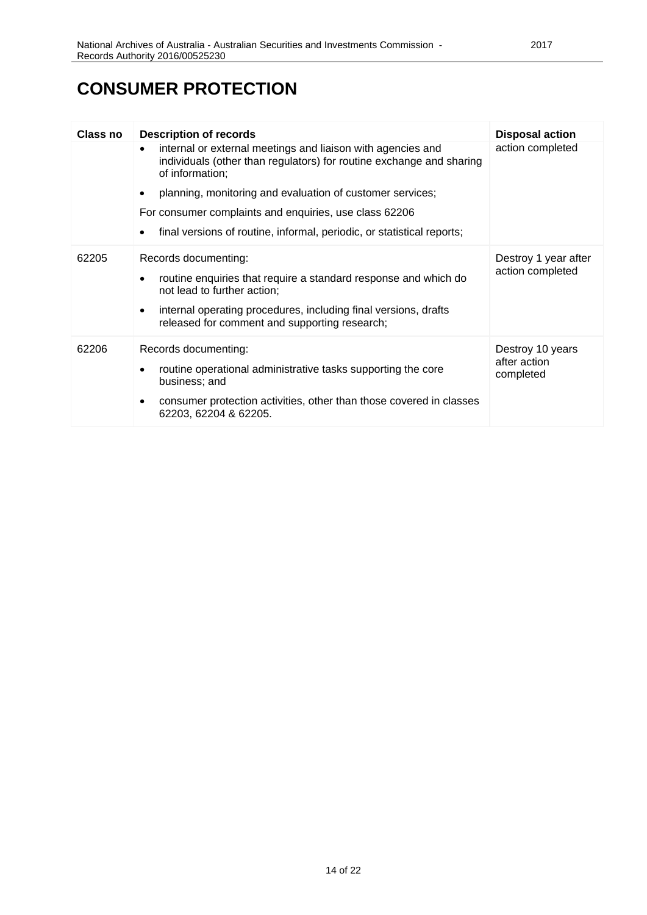# CONSUMER PROTECTION

| Class no | Description of records | Disposal action |
|---|---|---|
| | • internal or external meetings and liaison with agencies and individuals (other than regulators) for routine exchange and sharing of information;<br>• planning, monitoring and evaluation of customer services;<br>For consumer complaints and enquiries, use class 62206<br>• final versions of routine, informal, periodic, or statistical reports; | action completed |
| 62205 | Records documenting:<br>• routine enquiries that require a standard response and which do not lead to further action;<br>• internal operating procedures, including final versions, drafts released for comment and supporting research; | Destroy 1 year after action completed |
| 62206 | Records documenting:<br>• routine operational administrative tasks supporting the core business; and<br>• consumer protection activities, other than those covered in classes 62203, 62204 & 62205. | Destroy 10 years after action completed |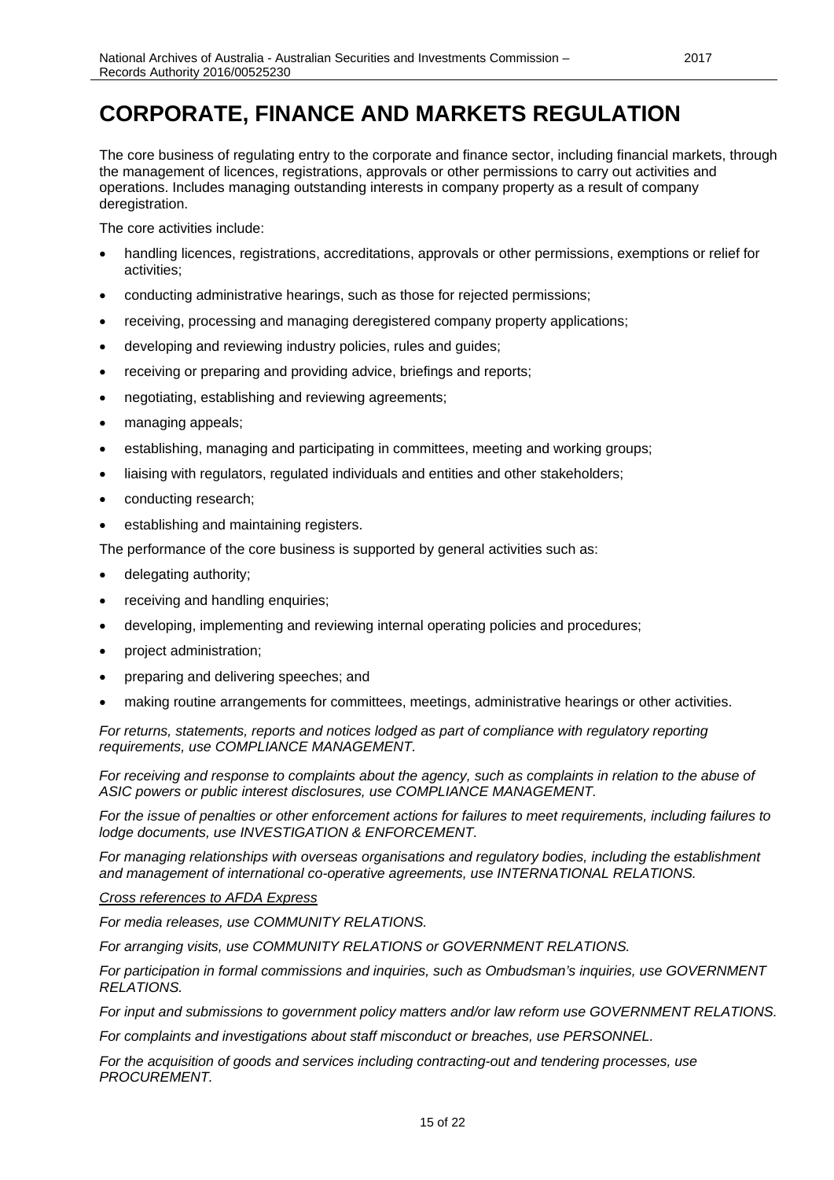# CORPORATE, FINANCE AND MARKETS REGULATION

The core business of regulating entry to the corporate and finance sector, including financial markets, through the management of licences, registrations, approvals or other permissions to carry out activities and operations. Includes managing outstanding interests in company property as a result of company deregistration.

The core activities include:

- handling licences, registrations, accreditations, approvals or other permissions, exemptions or relief for activities;
- conducting administrative hearings, such as those for rejected permissions;
- receiving, processing and managing deregistered company property applications;
- developing and reviewing industry policies, rules and guides;
- receiving or preparing and providing advice, briefings and reports;
- negotiating, establishing and reviewing agreements;
- managing appeals;
- establishing, managing and participating in committees, meeting and working groups;
- liaising with regulators, regulated individuals and entities and other stakeholders;
- conducting research;
- establishing and maintaining registers.

The performance of the core business is supported by general activities such as:

- delegating authority;
- receiving and handling enquiries;
- developing, implementing and reviewing internal operating policies and procedures;
- project administration;
- preparing and delivering speeches; and
- making routine arrangements for committees, meetings, administrative hearings or other activities.

*For returns, statements, reports and notices lodged as part of compliance with regulatory reporting requirements, use COMPLIANCE MANAGEMENT.*

*For receiving and response to complaints about the agency, such as complaints in relation to the abuse of ASIC powers or public interest disclosures, use COMPLIANCE MANAGEMENT.*

*For the issue of penalties or other enforcement actions for failures to meet requirements, including failures to lodge documents, use INVESTIGATION & ENFORCEMENT.*

*For managing relationships with overseas organisations and regulatory bodies, including the establishment and management of international co-operative agreements, use INTERNATIONAL RELATIONS.*

*Cross references to AFDA Express*

*For media releases, use COMMUNITY RELATIONS.*

*For arranging visits, use COMMUNITY RELATIONS or GOVERNMENT RELATIONS.*

*For participation in formal commissions and inquiries, such as Ombudsman's inquiries, use GOVERNMENT RELATIONS.*

*For input and submissions to government policy matters and/or law reform use GOVERNMENT RELATIONS.*

*For complaints and investigations about staff misconduct or breaches, use PERSONNEL.*

*For the acquisition of goods and services including contracting-out and tendering processes, use PROCUREMENT.*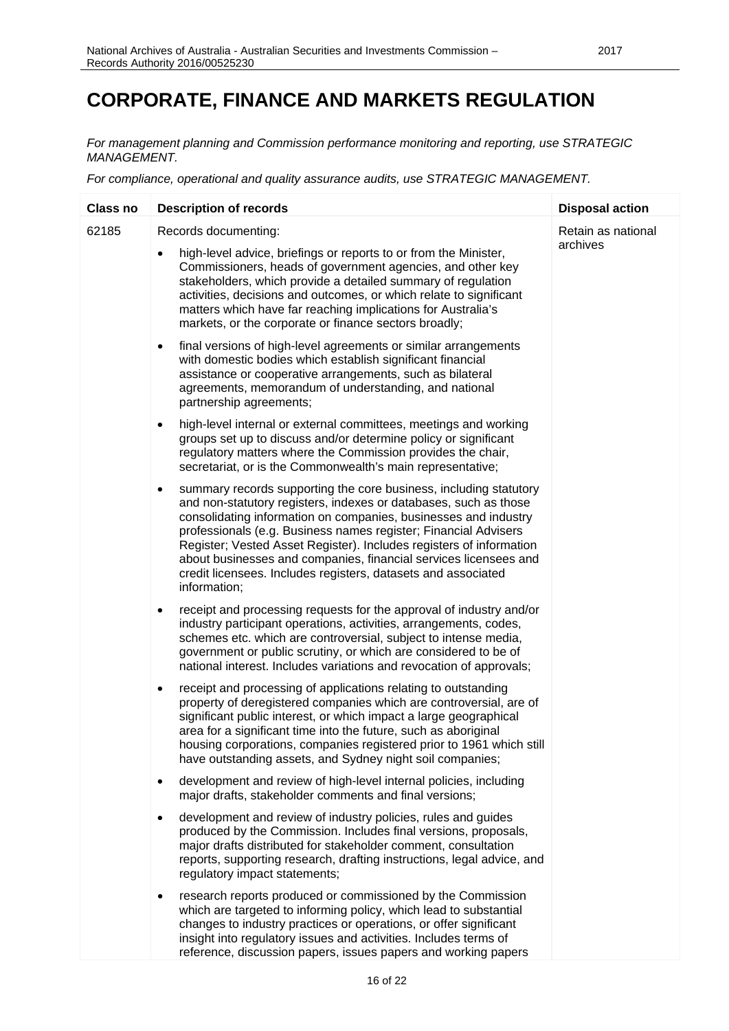# CORPORATE, FINANCE AND MARKETS REGULATION

*For management planning and Commission performance monitoring and reporting, use STRATEGIC MANAGEMENT.*

*For compliance, operational and quality assurance audits, use STRATEGIC MANAGEMENT.*

| Class no | Description of records | Disposal action |
|---|---|---|
| 62185 | Records documenting:<br>• high-level advice, briefings or reports to or from the Minister, Commissioners, heads of government agencies, and other key stakeholders, which provide a detailed summary of regulation activities, decisions and outcomes, or which relate to significant matters which have far reaching implications for Australia's markets, or the corporate or finance sectors broadly;<br>• final versions of high-level agreements or similar arrangements with domestic bodies which establish significant financial assistance or cooperative arrangements, such as bilateral agreements, memorandum of understanding, and national partnership agreements;<br>• high-level internal or external committees, meetings and working groups set up to discuss and/or determine policy or significant regulatory matters where the Commission provides the chair, secretariat, or is the Commonwealth's main representative;<br>• summary records supporting the core business, including statutory and non-statutory registers, indexes or databases, such as those consolidating information on companies, businesses and industry professionals (e.g. Business names register; Financial Advisers Register; Vested Asset Register). Includes registers of information about businesses and companies, financial services licensees and credit licensees. Includes registers, datasets and associated information;<br>• receipt and processing requests for the approval of industry and/or industry participant operations, activities, arrangements, codes, schemes etc. which are controversial, subject to intense media, government or public scrutiny, or which are considered to be of national interest. Includes variations and revocation of approvals;<br>• receipt and processing of applications relating to outstanding property of deregistered companies which are controversial, are of significant public interest, or which impact a large geographical area for a significant time into the future, such as aboriginal housing corporations, companies registered prior to 1961 which still have outstanding assets, and Sydney night soil companies;<br>• development and review of high-level internal policies, including major drafts, stakeholder comments and final versions;<br>• development and review of industry policies, rules and guides produced by the Commission. Includes final versions, proposals, major drafts distributed for stakeholder comment, consultation reports, supporting research, drafting instructions, legal advice, and regulatory impact statements;<br>• research reports produced or commissioned by the Commission which are targeted to informing policy, which lead to substantial changes to industry practices or operations, or offer significant insight into regulatory issues and activities. Includes terms of reference, discussion papers, issues papers and working papers | Retain as national archives |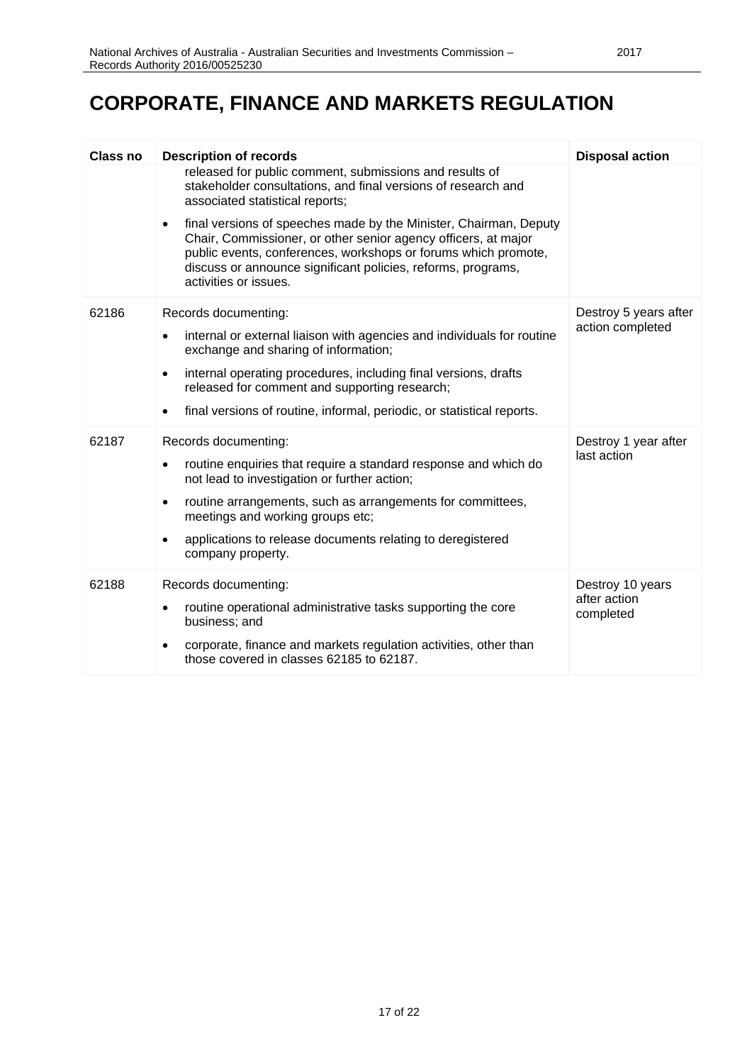# CORPORATE, FINANCE AND MARKETS REGULATION

| Class no | Description of records | Disposal action |
|---|---|---|
| | released for public comment, submissions and results of stakeholder consultations, and final versions of research and associated statistical reports;<br><br>• final versions of speeches made by the Minister, Chairman, Deputy Chair, Commissioner, or other senior agency officers, at major public events, conferences, workshops or forums which promote, discuss or announce significant policies, reforms, programs, activities or issues. | |
| 62186 | Records documenting:<br><br>• internal or external liaison with agencies and individuals for routine exchange and sharing of information;<br><br>• internal operating procedures, including final versions, drafts released for comment and supporting research;<br><br>• final versions of routine, informal, periodic, or statistical reports. | Destroy 5 years after action completed |
| 62187 | Records documenting:<br><br>• routine enquiries that require a standard response and which do not lead to investigation or further action;<br><br>• routine arrangements, such as arrangements for committees, meetings and working groups etc;<br><br>• applications to release documents relating to deregistered company property. | Destroy 1 year after last action |
| 62188 | Records documenting:<br><br>• routine operational administrative tasks supporting the core business; and<br><br>• corporate, finance and markets regulation activities, other than those covered in classes 62185 to 62187. | Destroy 10 years after action completed |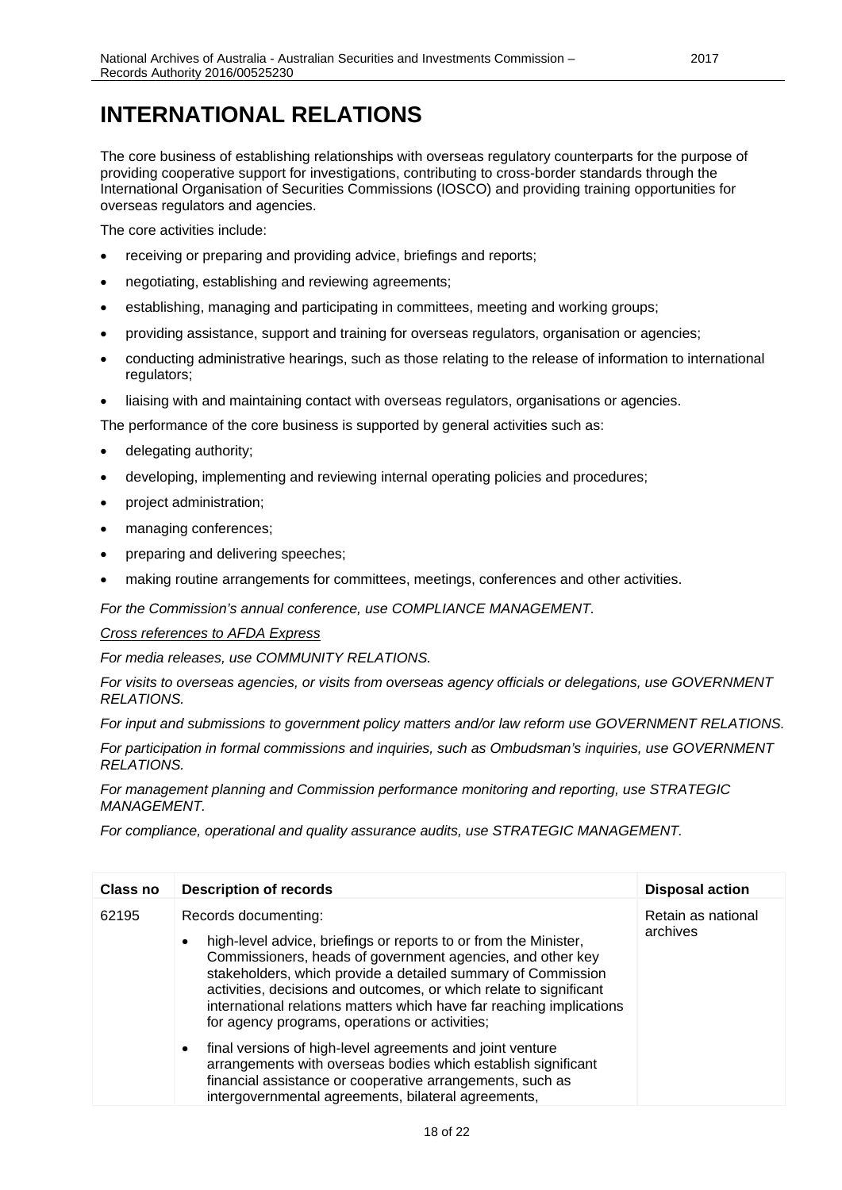# INTERNATIONAL RELATIONS

The core business of establishing relationships with overseas regulatory counterparts for the purpose of providing cooperative support for investigations, contributing to cross-border standards through the International Organisation of Securities Commissions (IOSCO) and providing training opportunities for overseas regulators and agencies.

The core activities include:

- receiving or preparing and providing advice, briefings and reports;
- negotiating, establishing and reviewing agreements;
- establishing, managing and participating in committees, meeting and working groups;
- providing assistance, support and training for overseas regulators, organisation or agencies;
- conducting administrative hearings, such as those relating to the release of information to international regulators;
- liaising with and maintaining contact with overseas regulators, organisations or agencies.

The performance of the core business is supported by general activities such as:

- delegating authority;
- developing, implementing and reviewing internal operating policies and procedures;
- project administration;
- managing conferences;
- preparing and delivering speeches;
- making routine arrangements for committees, meetings, conferences and other activities.

*For the Commission's annual conference, use COMPLIANCE MANAGEMENT.*

*Cross references to AFDA Express*

*For media releases, use COMMUNITY RELATIONS.*

*For visits to overseas agencies, or visits from overseas agency officials or delegations, use GOVERNMENT RELATIONS.*

*For input and submissions to government policy matters and/or law reform use GOVERNMENT RELATIONS.*

*For participation in formal commissions and inquiries, such as Ombudsman's inquiries, use GOVERNMENT RELATIONS.*

*For management planning and Commission performance monitoring and reporting, use STRATEGIC MANAGEMENT.*

*For compliance, operational and quality assurance audits, use STRATEGIC MANAGEMENT.*

| Class no | Description of records | Disposal action |
|---|---|---|
| 62195 | Records documenting:<br>• high-level advice, briefings or reports to or from the Minister, Commissioners, heads of government agencies, and other key stakeholders, which provide a detailed summary of Commission activities, decisions and outcomes, or which relate to significant international relations matters which have far reaching implications for agency programs, operations or activities;<br>• final versions of high-level agreements and joint venture arrangements with overseas bodies which establish significant financial assistance or cooperative arrangements, such as intergovernmental agreements, bilateral agreements, | Retain as national archives |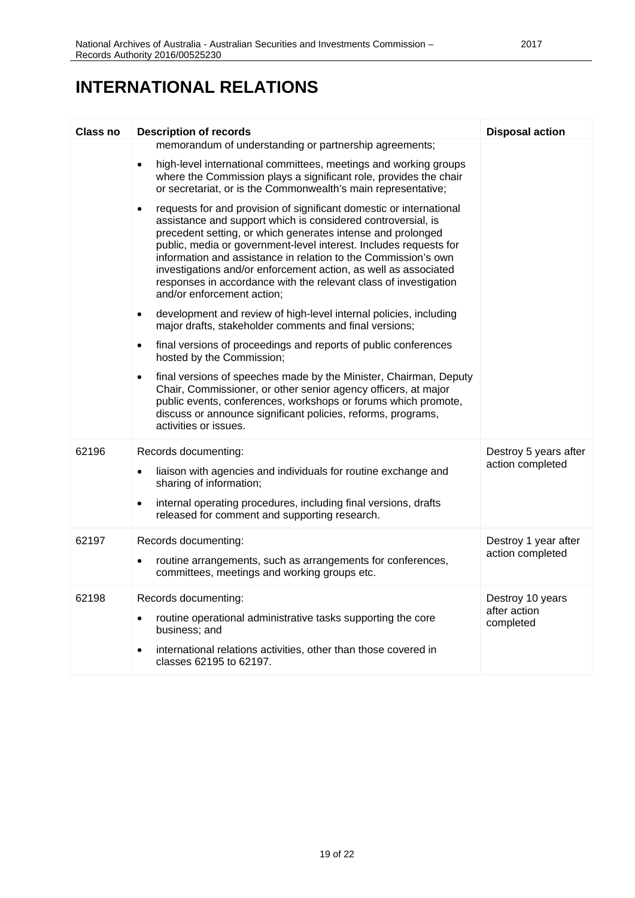# INTERNATIONAL RELATIONS

| Class no | Description of records | Disposal action |
|---|---|---|
| | memorandum of understanding or partnership agreements;<br>• high-level international committees, meetings and working groups where the Commission plays a significant role, provides the chair or secretariat, or is the Commonwealth's main representative;<br>• requests for and provision of significant domestic or international assistance and support which is considered controversial, is precedent setting, or which generates intense and prolonged public, media or government-level interest. Includes requests for information and assistance in relation to the Commission's own investigations and/or enforcement action, as well as associated responses in accordance with the relevant class of investigation and/or enforcement action;<br>• development and review of high-level internal policies, including major drafts, stakeholder comments and final versions;<br>• final versions of proceedings and reports of public conferences hosted by the Commission;<br>• final versions of speeches made by the Minister, Chairman, Deputy Chair, Commissioner, or other senior agency officers, at major public events, conferences, workshops or forums which promote, discuss or announce significant policies, reforms, programs, activities or issues. | |
| 62196 | Records documenting:<br>• liaison with agencies and individuals for routine exchange and sharing of information;<br>• internal operating procedures, including final versions, drafts released for comment and supporting research. | Destroy 5 years after action completed |
| 62197 | Records documenting:<br>• routine arrangements, such as arrangements for conferences, committees, meetings and working groups etc. | Destroy 1 year after action completed |
| 62198 | Records documenting:<br>• routine operational administrative tasks supporting the core business; and<br>• international relations activities, other than those covered in classes 62195 to 62197. | Destroy 10 years after action completed |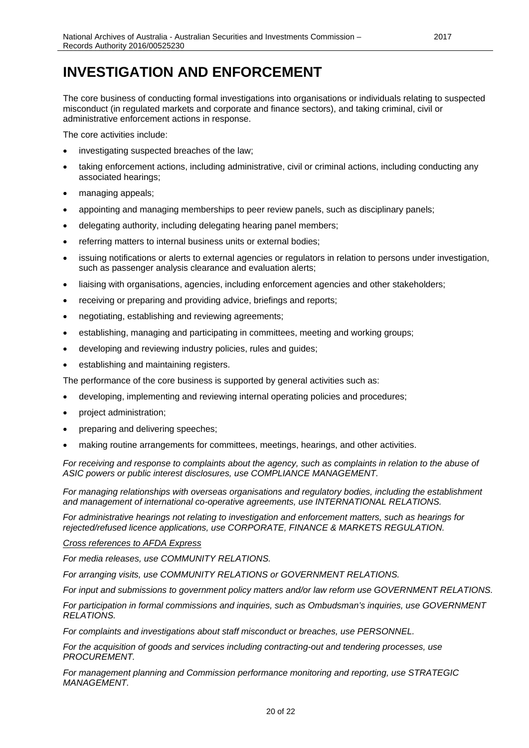# INVESTIGATION AND ENFORCEMENT

The core business of conducting formal investigations into organisations or individuals relating to suspected misconduct (in regulated markets and corporate and finance sectors), and taking criminal, civil or administrative enforcement actions in response.

The core activities include:

- investigating suspected breaches of the law;
- taking enforcement actions, including administrative, civil or criminal actions, including conducting any associated hearings;
- managing appeals;
- appointing and managing memberships to peer review panels, such as disciplinary panels;
- delegating authority, including delegating hearing panel members;
- referring matters to internal business units or external bodies;
- issuing notifications or alerts to external agencies or regulators in relation to persons under investigation, such as passenger analysis clearance and evaluation alerts;
- liaising with organisations, agencies, including enforcement agencies and other stakeholders;
- receiving or preparing and providing advice, briefings and reports;
- negotiating, establishing and reviewing agreements;
- establishing, managing and participating in committees, meeting and working groups;
- developing and reviewing industry policies, rules and guides;
- establishing and maintaining registers.

The performance of the core business is supported by general activities such as:

- developing, implementing and reviewing internal operating policies and procedures;
- project administration;
- preparing and delivering speeches;
- making routine arrangements for committees, meetings, hearings, and other activities.

*For receiving and response to complaints about the agency, such as complaints in relation to the abuse of ASIC powers or public interest disclosures, use COMPLIANCE MANAGEMENT.*

*For managing relationships with overseas organisations and regulatory bodies, including the establishment and management of international co-operative agreements, use INTERNATIONAL RELATIONS.*

*For administrative hearings not relating to investigation and enforcement matters, such as hearings for rejected/refused licence applications, use CORPORATE, FINANCE & MARKETS REGULATION.*

*<u>Cross references to AFDA Express</u>*

*For media releases, use COMMUNITY RELATIONS.*

*For arranging visits, use COMMUNITY RELATIONS or GOVERNMENT RELATIONS.*

*For input and submissions to government policy matters and/or law reform use GOVERNMENT RELATIONS.*

*For participation in formal commissions and inquiries, such as Ombudsman's inquiries, use GOVERNMENT RELATIONS.*

*For complaints and investigations about staff misconduct or breaches, use PERSONNEL.*

*For the acquisition of goods and services including contracting-out and tendering processes, use PROCUREMENT.*

*For management planning and Commission performance monitoring and reporting, use STRATEGIC MANAGEMENT.*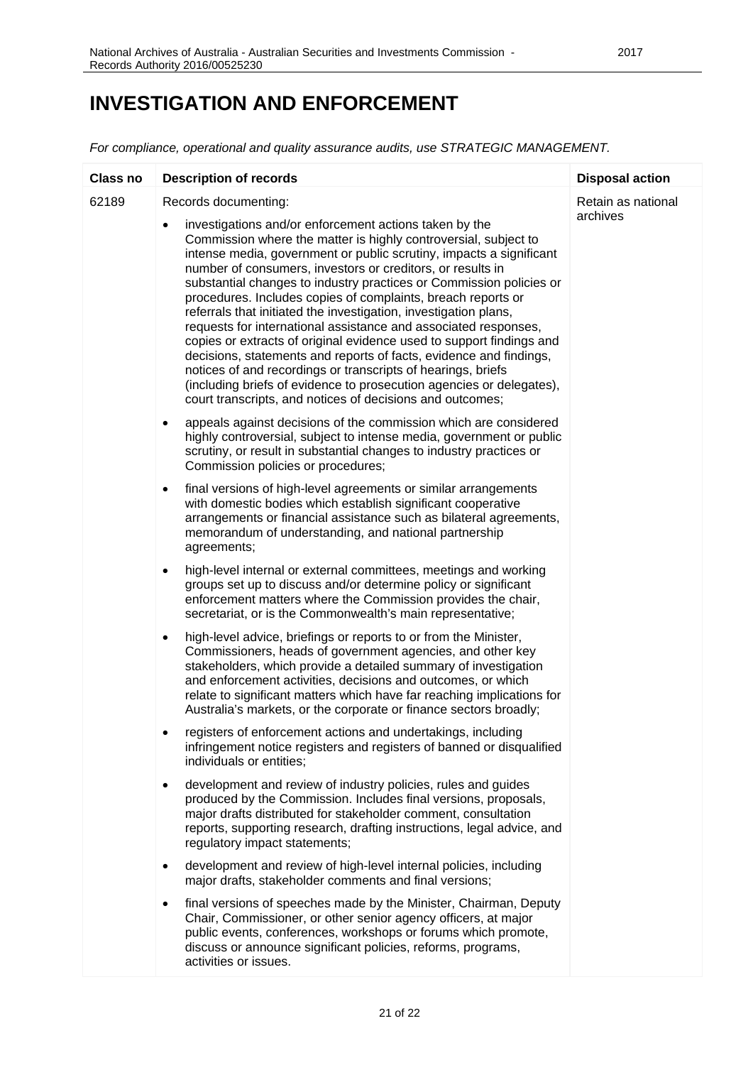# INVESTIGATION AND ENFORCEMENT

*For compliance, operational and quality assurance audits, use STRATEGIC MANAGEMENT.*

| Class no | Description of records | Disposal action |
| --- | --- | --- |
| 62189 | Records documenting:<br><br>• investigations and/or enforcement actions taken by the Commission where the matter is highly controversial, subject to intense media, government or public scrutiny, impacts a significant number of consumers, investors or creditors, or results in substantial changes to industry practices or Commission policies or procedures. Includes copies of complaints, breach reports or referrals that initiated the investigation, investigation plans, requests for international assistance and associated responses, copies or extracts of original evidence used to support findings and decisions, statements and reports of facts, evidence and findings, notices of and recordings or transcripts of hearings, briefs (including briefs of evidence to prosecution agencies or delegates), court transcripts, and notices of decisions and outcomes;<br><br>• appeals against decisions of the commission which are considered highly controversial, subject to intense media, government or public scrutiny, or result in substantial changes to industry practices or Commission policies or procedures;<br><br>• final versions of high-level agreements or similar arrangements with domestic bodies which establish significant cooperative arrangements or financial assistance such as bilateral agreements, memorandum of understanding, and national partnership agreements;<br><br>• high-level internal or external committees, meetings and working groups set up to discuss and/or determine policy or significant enforcement matters where the Commission provides the chair, secretariat, or is the Commonwealth's main representative;<br><br>• high-level advice, briefings or reports to or from the Minister, Commissioners, heads of government agencies, and other key stakeholders, which provide a detailed summary of investigation and enforcement activities, decisions and outcomes, or which relate to significant matters which have far reaching implications for Australia's markets, or the corporate or finance sectors broadly;<br><br>• registers of enforcement actions and undertakings, including infringement notice registers and registers of banned or disqualified individuals or entities;<br><br>• development and review of industry policies, rules and guides produced by the Commission. Includes final versions, proposals, major drafts distributed for stakeholder comment, consultation reports, supporting research, drafting instructions, legal advice, and regulatory impact statements;<br><br>• development and review of high-level internal policies, including major drafts, stakeholder comments and final versions;<br><br>• final versions of speeches made by the Minister, Chairman, Deputy Chair, Commissioner, or other senior agency officers, at major public events, conferences, workshops or forums which promote, discuss or announce significant policies, reforms, programs, activities or issues. | Retain as national archives |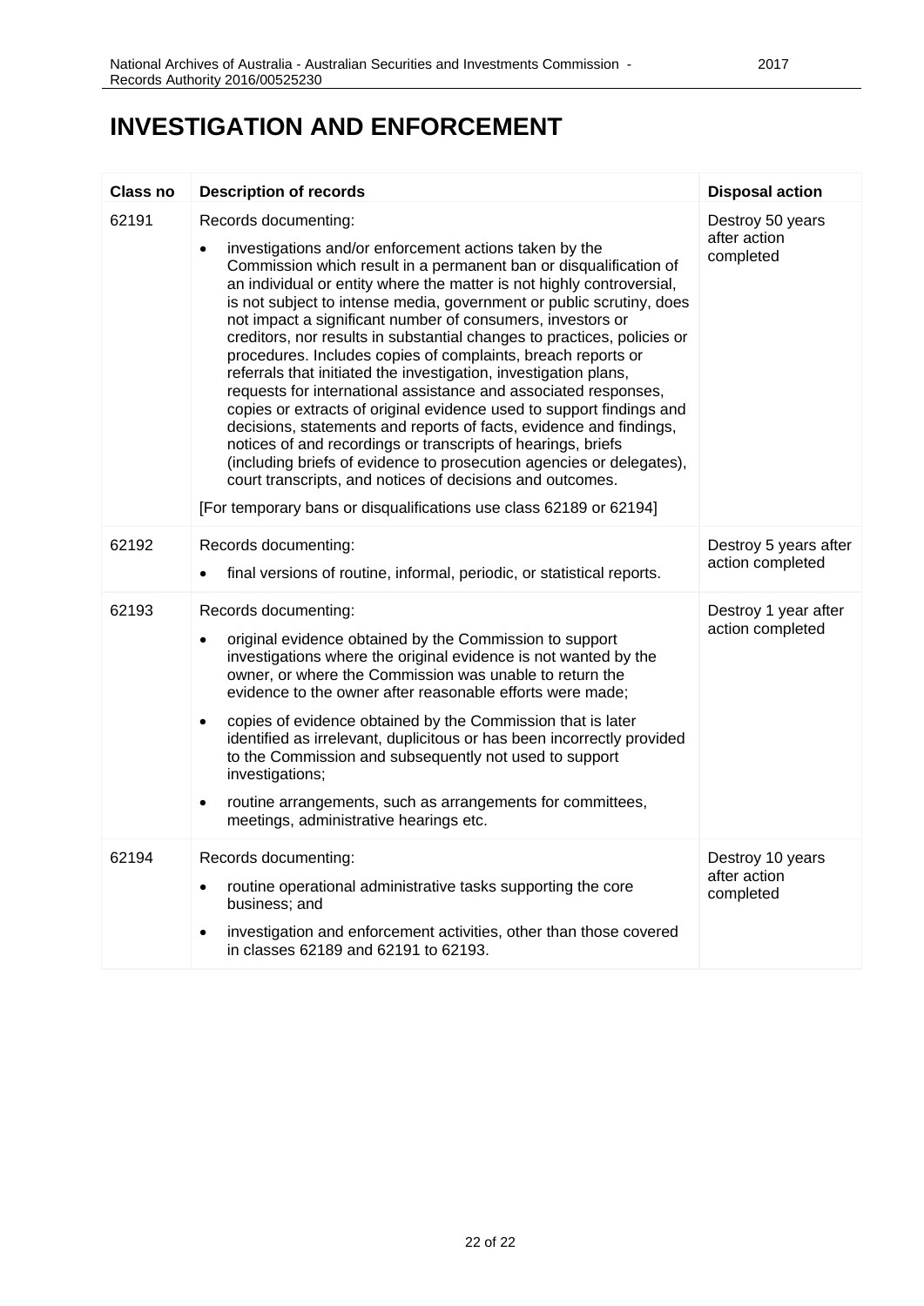# INVESTIGATION AND ENFORCEMENT

| Class no | Description of records | Disposal action |
|---|---|---|
| 62191 | Records documenting:<br>• investigations and/or enforcement actions taken by the Commission which result in a permanent ban or disqualification of an individual or entity where the matter is not highly controversial, is not subject to intense media, government or public scrutiny, does not impact a significant number of consumers, investors or creditors, nor results in substantial changes to practices, policies or procedures. Includes copies of complaints, breach reports or referrals that initiated the investigation, investigation plans, requests for international assistance and associated responses, copies or extracts of original evidence used to support findings and decisions, statements and reports of facts, evidence and findings, notices of and recordings or transcripts of hearings, briefs (including briefs of evidence to prosecution agencies or delegates), court transcripts, and notices of decisions and outcomes.<br>[For temporary bans or disqualifications use class 62189 or 62194] | Destroy 50 years after action completed |
| 62192 | Records documenting:<br>• final versions of routine, informal, periodic, or statistical reports. | Destroy 5 years after action completed |
| 62193 | Records documenting:<br>• original evidence obtained by the Commission to support investigations where the original evidence is not wanted by the owner, or where the Commission was unable to return the evidence to the owner after reasonable efforts were made;<br>• copies of evidence obtained by the Commission that is later identified as irrelevant, duplicitous or has been incorrectly provided to the Commission and subsequently not used to support investigations;<br>• routine arrangements, such as arrangements for committees, meetings, administrative hearings etc. | Destroy 1 year after action completed |
| 62194 | Records documenting:<br>• routine operational administrative tasks supporting the core business; and<br>• investigation and enforcement activities, other than those covered in classes 62189 and 62191 to 62193. | Destroy 10 years after action completed |